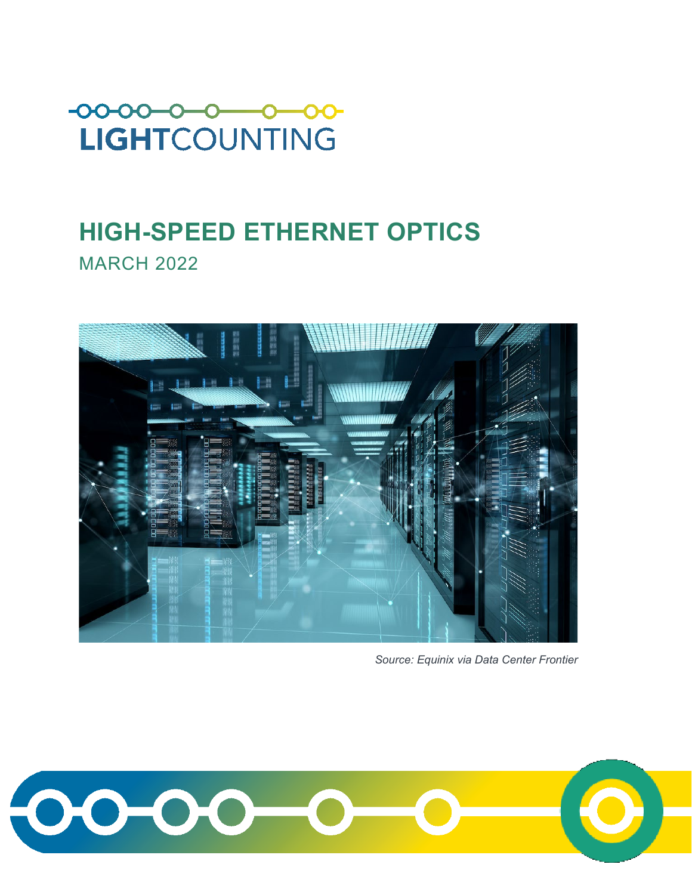LIGHTCOUNTING

# HIGH-SPEED ETHERNET OPTICS

MARCH 2022

*Source: Equinix via Data Center Frontier*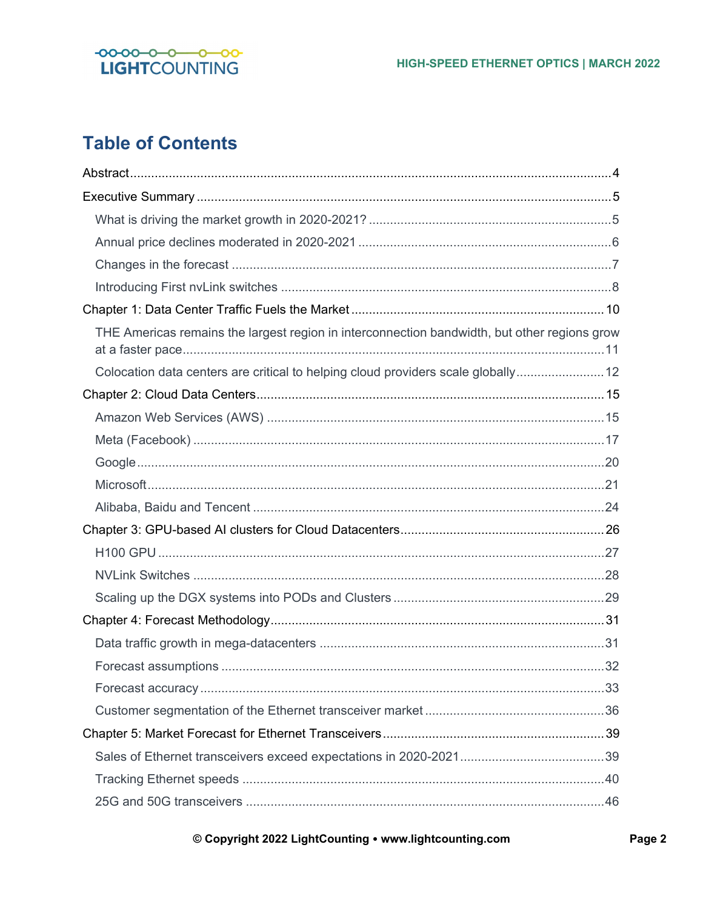# Table of Contents

Abstract....................................................................................................................................4

Executive Summary ...................................................................................................................5

- What is driving the market growth in 2020-2021? ....................................................................5
- Annual price declines moderated in 2020-2021 ........................................................................6
- Changes in the forecast ............................................................................................................7
- Introducing First nvLink switches .............................................................................................8

Chapter 1: Data Center Traffic Fuels the Market .......................................................................10

- THE Americas remains the largest region in interconnection bandwidth, but other regions grow at a faster pace.......................................................................................................................11
- Colocation data centers are critical to helping cloud providers scale globally.........................12

Chapter 2: Cloud Data Centers..................................................................................................15

- Amazon Web Services (AWS) ..................................................................................................15
- Meta (Facebook) .......................................................................................................................17
- Google.......................................................................................................................................20
- Microsoft....................................................................................................................................21
- Alibaba, Baidu and Tencent ......................................................................................................24

Chapter 3: GPU-based AI clusters for Cloud Datacenters..........................................................26

- H100 GPU .................................................................................................................................27
- NVLink Switches .......................................................................................................................28
- Scaling up the DGX systems into PODs and Clusters ..............................................................29

Chapter 4: Forecast Methodology...............................................................................................31

- Data traffic growth in mega-datacenters ...................................................................................31
- Forecast assumptions ...............................................................................................................32
- Forecast accuracy .....................................................................................................................33
- Customer segmentation of the Ethernet transceiver market .....................................................36

Chapter 5: Market Forecast for Ethernet Transceivers................................................................39

- Sales of Ethernet transceivers exceed expectations in 2020-2021...........................................39
- Tracking Ethernet speeds ..........................................................................................................40
- 25G and 50G transceivers .........................................................................................................46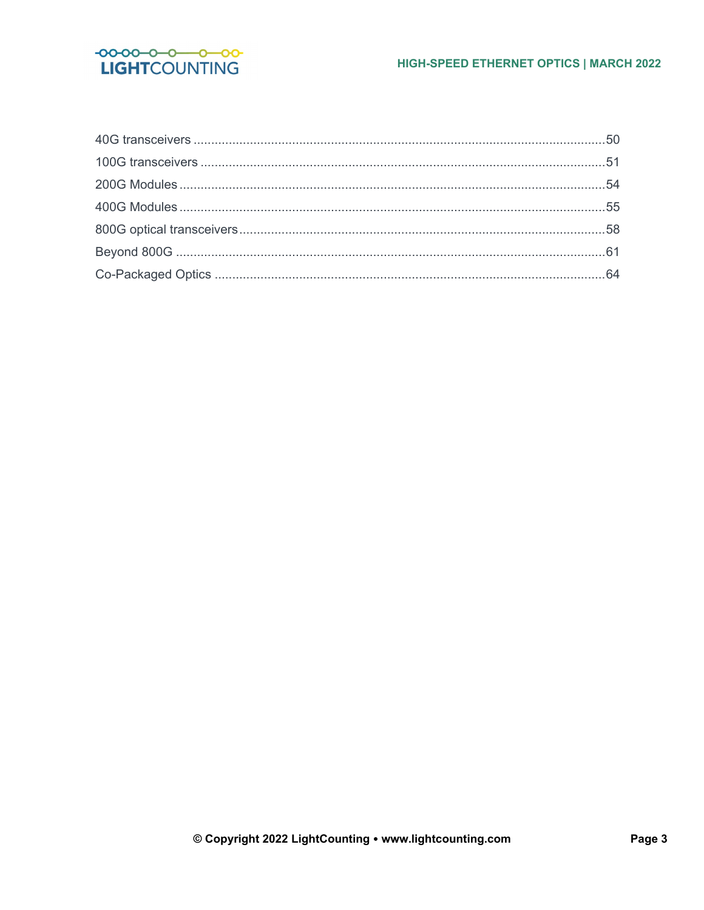40G transceivers ....................................................................................................................50

100G transceivers ..................................................................................................................51

200G Modules .........................................................................................................................54

400G Modules .........................................................................................................................55

800G optical transceivers .......................................................................................................58

Beyond 800G ..........................................................................................................................61

Co-Packaged Optics ...............................................................................................................64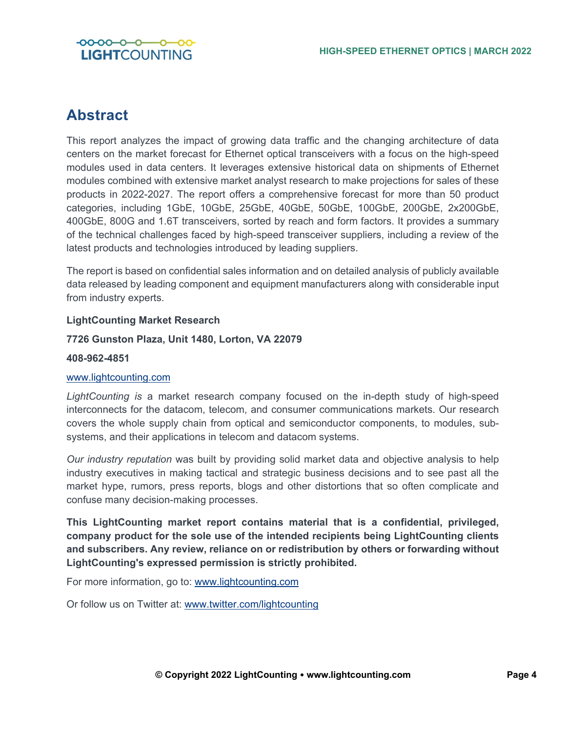# Abstract

This report analyzes the impact of growing data traffic and the changing architecture of data centers on the market forecast for Ethernet optical transceivers with a focus on the high-speed modules used in data centers. It leverages extensive historical data on shipments of Ethernet modules combined with extensive market analyst research to make projections for sales of these products in 2022-2027. The report offers a comprehensive forecast for more than 50 product categories, including 1GbE, 10GbE, 25GbE, 40GbE, 50GbE, 100GbE, 200GbE, 2x200GbE, 400GbE, 800G and 1.6T transceivers, sorted by reach and form factors. It provides a summary of the technical challenges faced by high-speed transceiver suppliers, including a review of the latest products and technologies introduced by leading suppliers.

The report is based on confidential sales information and on detailed analysis of publicly available data released by leading component and equipment manufacturers along with considerable input from industry experts.

**LightCounting Market Research**

**7726 Gunston Plaza, Unit 1480, Lorton, VA 22079**

**408-962-4851**

[www.lightcounting.com](www.lightcounting.com)

*LightCounting is* a market research company focused on the in-depth study of high-speed interconnects for the datacom, telecom, and consumer communications markets. Our research covers the whole supply chain from optical and semiconductor components, to modules, sub-systems, and their applications in telecom and datacom systems.

*Our industry reputation* was built by providing solid market data and objective analysis to help industry executives in making tactical and strategic business decisions and to see past all the market hype, rumors, press reports, blogs and other distortions that so often complicate and confuse many decision-making processes.

**This LightCounting market report contains material that is a confidential, privileged, company product for the sole use of the intended recipients being LightCounting clients and subscribers. Any review, reliance on or redistribution by others or forwarding without LightCounting's expressed permission is strictly prohibited.**

For more information, go to: [www.lightcounting.com](www.lightcounting.com)

Or follow us on Twitter at: [www.twitter.com/lightcounting](www.twitter.com/lightcounting)